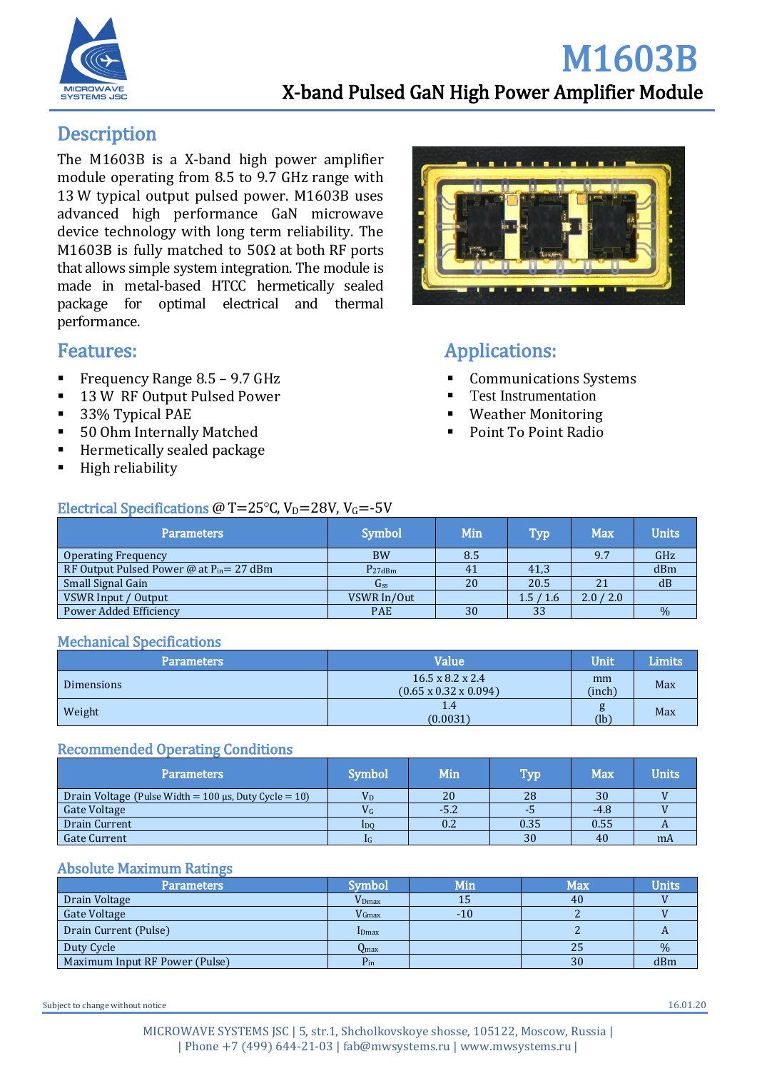# M1603B

## X-band Pulsed GaN High Power Amplifier Module

## Description

The M1603B is a X-band high power amplifier module operating from 8.5 to 9.7 GHz range with 13 W typical output pulsed power. M1603B uses advanced high performance GaN microwave device technology with long term reliability. The M1603B is fully matched to 50Ω at both RF ports that allows simple system integration. The module is made in metal-based HTCC hermetically sealed package for optimal electrical and thermal performance.

## Features:

- Frequency Range 8.5 – 9.7 GHz
- 13 W RF Output Pulsed Power
- 33% Typical PAE
- 50 Ohm Internally Matched
- Hermetically sealed package
- High reliability

## Applications:

- Communications Systems
- Test Instrumentation
- Weather Monitoring
- Point To Point Radio

## Electrical Specifications @ T=25°C, $V_D$=28V, $V_G$=-5V

| Parameters | Symbol | Min | Typ | Max | Units |
|---|---|---|---|---|---|
| Operating Frequency | BW | 8.5 | | 9.7 | GHz |
| RF Output Pulsed Power @ at $P_{in}$= 27 dBm | $P_{27dBm}$ | 41 | 41,3 | | dBm |
| Small Signal Gain | $G_{ss}$ | 20 | 20.5 | 21 | dB |
| VSWR Input / Output | VSWR In/Out | | 1.5 / 1.6 | 2.0 / 2.0 | |
| Power Added Efficiency | PAE | 30 | 33 | | % |

## Mechanical Specifications

| Parameters | Value | Unit | Limits |
|---|---|---|---|
| Dimensions | 16.5 x 8.2 x 2.4 (0.65 x 0.32 x 0.094) | mm (inch) | Max |
| Weight | 1.4 (0.0031) | g (lb) | Max |

## Recommended Operating Conditions

| Parameters | Symbol | Min | Typ | Max | Units |
|---|---|---|---|---|---|
| Drain Voltage (Pulse Width = 100 µs, Duty Cycle = 10) | $V_D$ | 20 | 28 | 30 | V |
| Gate Voltage | $V_G$ | -5.2 | -5 | -4.8 | V |
| Drain Current | $I_{DQ}$ | 0.2 | 0.35 | 0.55 | A |
| Gate Current | $I_G$ | | 30 | 40 | mA |

## Absolute Maximum Ratings

| Parameters | Symbol | Min | Max | Units |
|---|---|---|---|---|
| Drain Voltage | $V_{Dmax}$ | 15 | 40 | V |
| Gate Voltage | $V_{Gmax}$ | -10 | 2 | V |
| Drain Current (Pulse) | $I_{Dmax}$ | | 2 | A |
| Duty Cycle | $Q_{max}$ | | 25 | % |
| Maximum Input RF Power (Pulse) | $P_{in}$ | | 30 | dBm |

Subject to change without notice

16.01.20

MICROWAVE SYSTEMS JSC | 5, str.1, Shcholkovskoye shosse, 105122, Moscow, Russia | | Phone +7 (499) 644-21-03 | fab@mwsystems.ru | www.mwsystems.ru |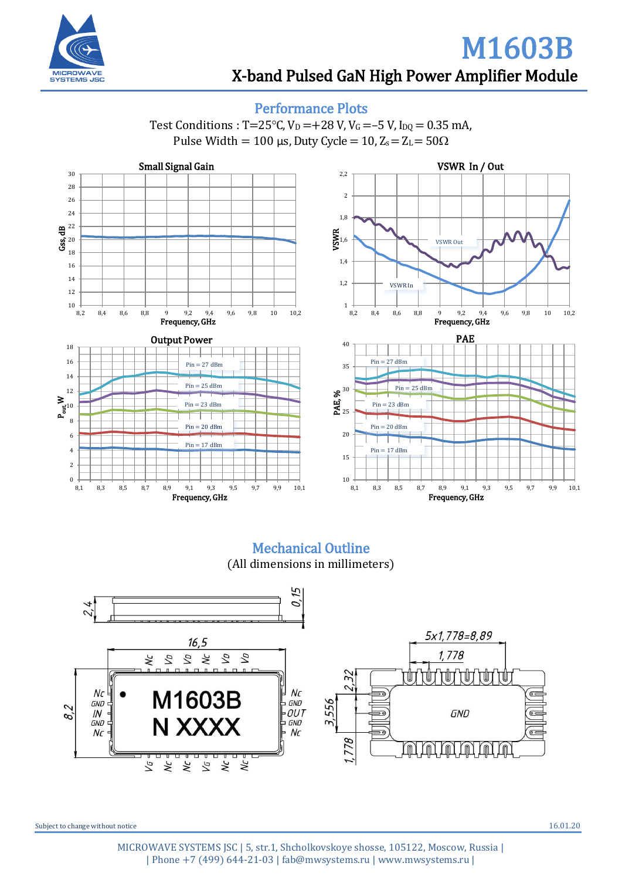# M1603B

## X-band Pulsed GaN High Power Amplifier Module

## Performance Plots

Test Conditions : T=25°C, $V_D$ =+28 V, $V_G$ =–5 V, $I_{DQ}$ = 0.35 mA,
Pulse Width = 100 µs, Duty Cycle = 10, $Z_s$ = $Z_L$ = 50Ω

Small Signal Gain

Gss, dB

30
28
26
24
22
20
18
16
14
12
10

8,2 8,4 8,6 8,8 9 9,2 9,4 9,6 9,8 10 10,2

Frequency, GHz

VSWR In / Out

VSWR

2,2
2
1,8
1,6
1,4
1,2
1

VSWR Out
VSWR In

8,2 8,4 8,6 8,8 9 9,2 9,4 9,6 9,8 10 10,2

Frequency, GHz

Output Power

$P_{out}$, W

18
16
14
12
10
8
6
4
2
0

Pin = 27 dBm
Pin = 25 dBm
Pin = 23 dBm
Pin = 20 dBm
Pin = 17 dBm

8,1 8,3 8,5 8,7 8,9 9,1 9,3 9,5 9,7 9,9 10,1

Frequency, GHz

PAE

PAE, %

40
35
30
25
20
15
10

Pin = 27 dBm
Pin = 25 dBm
Pin = 23 dBm
Pin = 20 dBm
Pin = 17 dBm

8,1 8,3 8,5 8,7 8,9 9,1 9,3 9,5 9,7 9,9 10,1

Frequency, GHz

## Mechanical Outline

(All dimensions in millimeters)

2,4
0,15
16,5
8,2
Nc Vd Vd Nc Vd Vd
Nc GND IN GND Nc
Nc GND OUT GND Nc
M1603B
N XXXX
Vg Nc Nc Vg Nc Nc

5x1,778=8,89
1,778
2,32
3,556
1,778
GND

Subject to change without notice

16.01.20

MICROWAVE SYSTEMS JSC | 5, str.1, Shcholkovskoye shosse, 105122, Moscow, Russia |
| Phone +7 (499) 644-21-03 | fab@mwsystems.ru | www.mwsystems.ru |